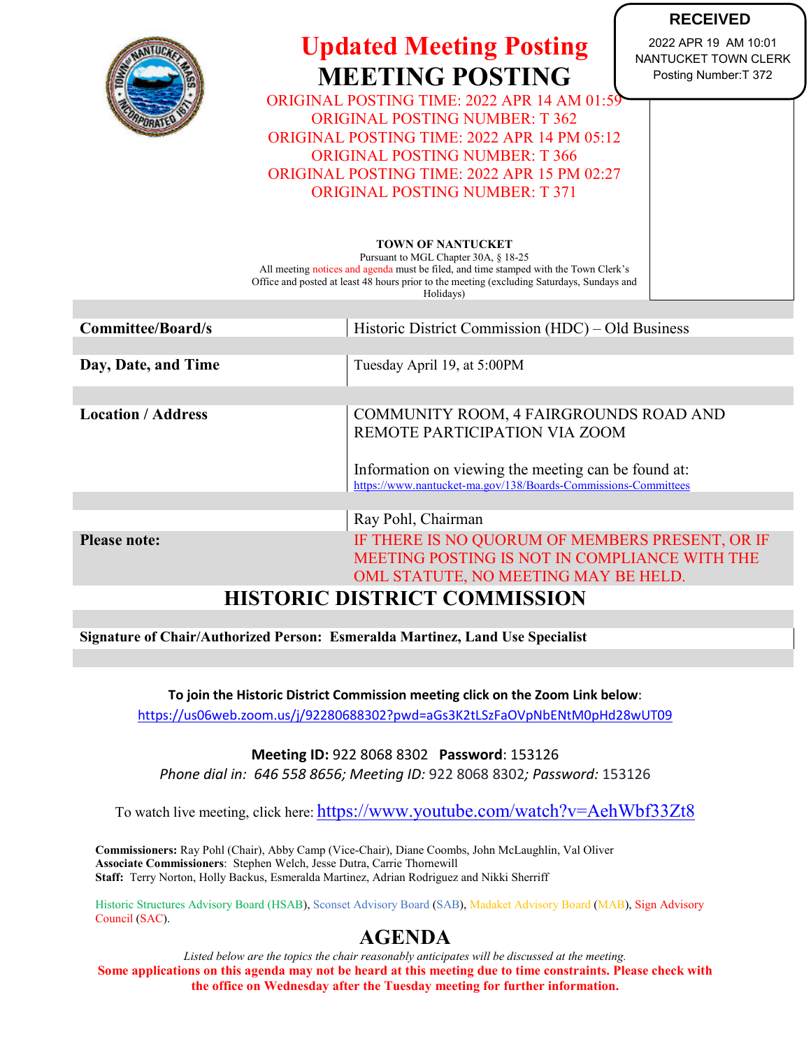**RECEIVED**

2022 APR 19 AM 10:01
NANTUCKET TOWN CLERK
Posting Number:T 372

# Updated Meeting Posting

# MEETING POSTING

ORIGINAL POSTING TIME: 2022 APR 14 AM 01:59
ORIGINAL POSTING NUMBER: T 362
ORIGINAL POSTING TIME: 2022 APR 14 PM 05:12
ORIGINAL POSTING NUMBER: T 366
ORIGINAL POSTING TIME: 2022 APR 15 PM 02:27
ORIGINAL POSTING NUMBER: T 371

**TOWN OF NANTUCKET**
Pursuant to MGL Chapter 30A, § 18-25
All meeting notices and agenda must be filed, and time stamped with the Town Clerk's Office and posted at least 48 hours prior to the meeting (excluding Saturdays, Sundays and Holidays)

| | |
|---|---|
| **Committee/Board/s** | Historic District Commission (HDC) – Old Business |
| **Day, Date, and Time** | Tuesday April 19, at 5:00PM |
| **Location / Address** | COMMUNITY ROOM, 4 FAIRGROUNDS ROAD AND REMOTE PARTICIPATION VIA ZOOM<br><br>Information on viewing the meeting can be found at: https://www.nantucket-ma.gov/138/Boards-Commissions-Committees |
| | Ray Pohl, Chairman |
| **Please note:** | IF THERE IS NO QUORUM OF MEMBERS PRESENT, OR IF MEETING POSTING IS NOT IN COMPLIANCE WITH THE OML STATUTE, NO MEETING MAY BE HELD. |

## HISTORIC DISTRICT COMMISSION

**Signature of Chair/Authorized Person: Esmeralda Martinez, Land Use Specialist**

**To join the Historic District Commission meeting click on the Zoom Link below**:
https://us06web.zoom.us/j/92280688302?pwd=aGs3K2tLSzFaOVpNbENtM0pHd28wUT09

**Meeting ID:** 922 8068 8302 **Password**: 153126
*Phone dial in: 646 558 8656; Meeting ID:* 922 8068 8302*; Password:* 153126

To watch live meeting, click here: https://www.youtube.com/watch?v=AehWbf33Zt8

**Commissioners:** Ray Pohl (Chair), Abby Camp (Vice-Chair), Diane Coombs, John McLaughlin, Val Oliver
**Associate Commissioners**: Stephen Welch, Jesse Dutra, Carrie Thornewill
**Staff:** Terry Norton, Holly Backus, Esmeralda Martinez, Adrian Rodriguez and Nikki Sherriff

Historic Structures Advisory Board (HSAB), Sconset Advisory Board (SAB), Madaket Advisory Board (MAB), Sign Advisory Council (SAC).

## AGENDA

*Listed below are the topics the chair reasonably anticipates will be discussed at the meeting.*

**Some applications on this agenda may not be heard at this meeting due to time constraints. Please check with the office on Wednesday after the Tuesday meeting for further information.**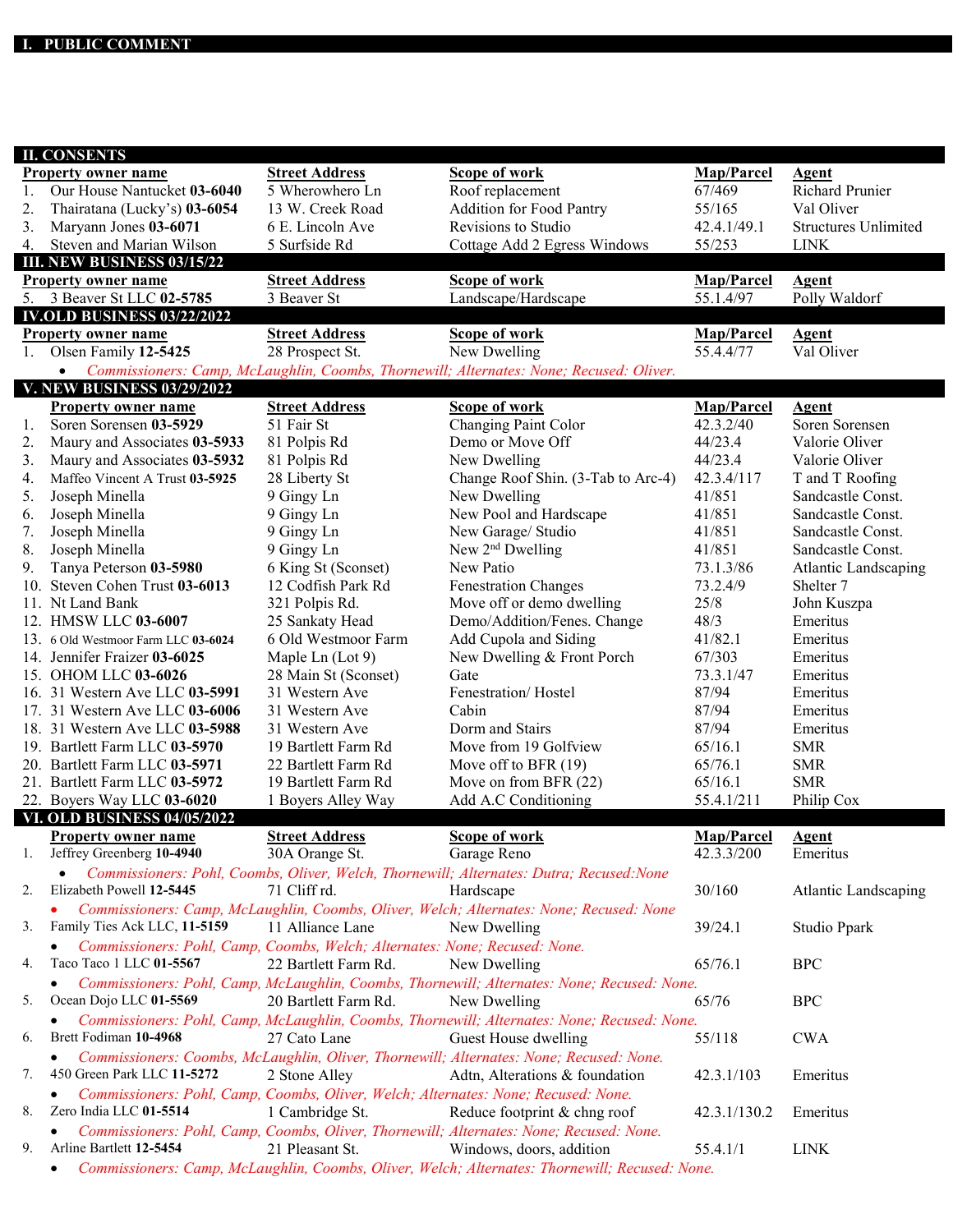## I. PUBLIC COMMENT

## II. CONSENTS

| | Property owner name | Street Address | Scope of work | Map/Parcel | Agent |
|---|---|---|---|---|---|
| 1. | Our House Nantucket **03-6040** | 5 Wherowhero Ln | Roof replacement | 67/469 | Richard Prunier |
| 2. | Thairatana (Lucky's) **03-6054** | 13 W. Creek Road | Addition for Food Pantry | 55/165 | Val Oliver |
| 3. | Maryann Jones **03-6071** | 6 E. Lincoln Ave | Revisions to Studio | 42.4.1/49.1 | Structures Unlimited |
| 4. | Steven and Marian Wilson | 5 Surfside Rd | Cottage Add 2 Egress Windows | 55/253 | LINK |

## III. NEW BUSINESS 03/15/22

| | Property owner name | Street Address | Scope of work | Map/Parcel | Agent |
|---|---|---|---|---|---|
| 5. | 3 Beaver St LLC **02-5785** | 3 Beaver St | Landscape/Hardscape | 55.1.4/97 | Polly Waldorf |

## IV.OLD BUSINESS 03/22/2022

| | Property owner name | Street Address | Scope of work | Map/Parcel | Agent |
|---|---|---|---|---|---|
| 1. | Olsen Family **12-5425** | 28 Prospect St. | New Dwelling | 55.4.4/77 | Val Oliver |

- *Commissioners: Camp, McLaughlin, Coombs, Thornewill; Alternates: None; Recused: Oliver.*

## V. NEW BUSINESS 03/29/2022

| | Property owner name | Street Address | Scope of work | Map/Parcel | Agent |
|---|---|---|---|---|---|
| 1. | Soren Sorensen **03-5929** | 51 Fair St | Changing Paint Color | 42.3.2/40 | Soren Sorensen |
| 2. | Maury and Associates **03-5933** | 81 Polpis Rd | Demo or Move Off | 44/23.4 | Valorie Oliver |
| 3. | Maury and Associates **03-5932** | 81 Polpis Rd | New Dwelling | 44/23.4 | Valorie Oliver |
| 4. | Maffeo Vincent A Trust **03-5925** | 28 Liberty St | Change Roof Shin. (3-Tab to Arc-4) | 42.3.4/117 | T and T Roofing |
| 5. | Joseph Minella | 9 Gingy Ln | New Dwelling | 41/851 | Sandcastle Const. |
| 6. | Joseph Minella | 9 Gingy Ln | New Pool and Hardscape | 41/851 | Sandcastle Const. |
| 7. | Joseph Minella | 9 Gingy Ln | New Garage/ Studio | 41/851 | Sandcastle Const. |
| 8. | Joseph Minella | 9 Gingy Ln | New 2nd Dwelling | 41/851 | Sandcastle Const. |
| 9. | Tanya Peterson **03-5980** | 6 King St (Sconset) | New Patio | 73.1.3/86 | Atlantic Landscaping |
| 10. | Steven Cohen Trust **03-6013** | 12 Codfish Park Rd | Fenestration Changes | 73.2.4/9 | Shelter 7 |
| 11. | Nt Land Bank | 321 Polpis Rd. | Move off or demo dwelling | 25/8 | John Kuszpa |
| 12. | HMSW LLC **03-6007** | 25 Sankaty Head | Demo/Addition/Fenes. Change | 48/3 | Emeritus |
| 13. | 6 Old Westmoor Farm LLC **03-6024** | 6 Old Westmoor Farm | Add Cupola and Siding | 41/82.1 | Emeritus |
| 14. | Jennifer Fraizer **03-6025** | Maple Ln (Lot 9) | New Dwelling & Front Porch | 67/303 | Emeritus |
| 15. | OHOM LLC **03-6026** | 28 Main St (Sconset) | Gate | 73.3.1/47 | Emeritus |
| 16. | 31 Western Ave LLC **03-5991** | 31 Western Ave | Fenestration/ Hostel | 87/94 | Emeritus |
| 17. | 31 Western Ave LLC **03-6006** | 31 Western Ave | Cabin | 87/94 | Emeritus |
| 18. | 31 Western Ave LLC **03-5988** | 31 Western Ave | Dorm and Stairs | 87/94 | Emeritus |
| 19. | Bartlett Farm LLC **03-5970** | 19 Bartlett Farm Rd | Move from 19 Golfview | 65/16.1 | SMR |
| 20. | Bartlett Farm LLC **03-5971** | 22 Bartlett Farm Rd | Move off to BFR (19) | 65/76.1 | SMR |
| 21. | Bartlett Farm LLC **03-5972** | 19 Bartlett Farm Rd | Move on from BFR (22) | 65/16.1 | SMR |
| 22. | Boyers Way LLC **03-6020** | 1 Boyers Alley Way | Add A.C Conditioning | 55.4.1/211 | Philip Cox |

## VI. OLD BUSINESS 04/05/2022

| | Property owner name | Street Address | Scope of work | Map/Parcel | Agent |
|---|---|---|---|---|---|
| 1. | Jeffrey Greenberg **10-4940** | 30A Orange St. | Garage Reno | 42.3.3/200 | Emeritus |

- *Commissioners: Pohl, Coombs, Oliver, Welch, Thornewill; Alternates: Dutra; Recused:None*

| | Property owner name | Street Address | Scope of work | Map/Parcel | Agent |
|---|---|---|---|---|---|
| 2. | Elizabeth Powell **12-5445** | 71 Cliff rd. | Hardscape | 30/160 | Atlantic Landscaping |

- *Commissioners: Camp, McLaughlin, Coombs, Oliver, Welch; Alternates: None; Recused: None*

| | Property owner name | Street Address | Scope of work | Map/Parcel | Agent |
|---|---|---|---|---|---|
| 3. | Family Ties Ack LLC, **11-5159** | 11 Alliance Lane | New Dwelling | 39/24.1 | Studio Ppark |

- *Commissioners: Pohl, Camp, Coombs, Welch; Alternates: None; Recused: None.*

| | Property owner name | Street Address | Scope of work | Map/Parcel | Agent |
|---|---|---|---|---|---|
| 4. | Taco Taco 1 LLC **01-5567** | 22 Bartlett Farm Rd. | New Dwelling | 65/76.1 | BPC |

- *Commissioners: Pohl, Camp, McLaughlin, Coombs, Thornewill; Alternates: None; Recused: None.*

| | Property owner name | Street Address | Scope of work | Map/Parcel | Agent |
|---|---|---|---|---|---|
| 5. | Ocean Dojo LLC **01-5569** | 20 Bartlett Farm Rd. | New Dwelling | 65/76 | BPC |

- *Commissioners: Pohl, Camp, McLaughlin, Coombs, Thornewill; Alternates: None; Recused: None.*

| | Property owner name | Street Address | Scope of work | Map/Parcel | Agent |
|---|---|---|---|---|---|
| 6. | Brett Fodiman **10-4968** | 27 Cato Lane | Guest House dwelling | 55/118 | CWA |

- *Commissioners: Coombs, McLaughlin, Oliver, Thornewill; Alternates: None; Recused: None.*

| | Property owner name | Street Address | Scope of work | Map/Parcel | Agent |
|---|---|---|---|---|---|
| 7. | 450 Green Park LLC **11-5272** | 2 Stone Alley | Adtn, Alterations & foundation | 42.3.1/103 | Emeritus |

- *Commissioners: Pohl, Camp, Coombs, Oliver, Welch; Alternates: None; Recused: None.*

| | Property owner name | Street Address | Scope of work | Map/Parcel | Agent |
|---|---|---|---|---|---|
| 8. | Zero India LLC **01-5514** | 1 Cambridge St. | Reduce footprint & chng roof | 42.3.1/130.2 | Emeritus |

- *Commissioners: Pohl, Camp, Coombs, Oliver, Thornewill; Alternates: None; Recused: None.*

| | Property owner name | Street Address | Scope of work | Map/Parcel | Agent |
|---|---|---|---|---|---|
| 9. | Arline Bartlett **12-5454** | 21 Pleasant St. | Windows, doors, addition | 55.4.1/1 | LINK |

- *Commissioners: Camp, McLaughlin, Coombs, Oliver, Welch; Alternates: Thornewill; Recused: None.*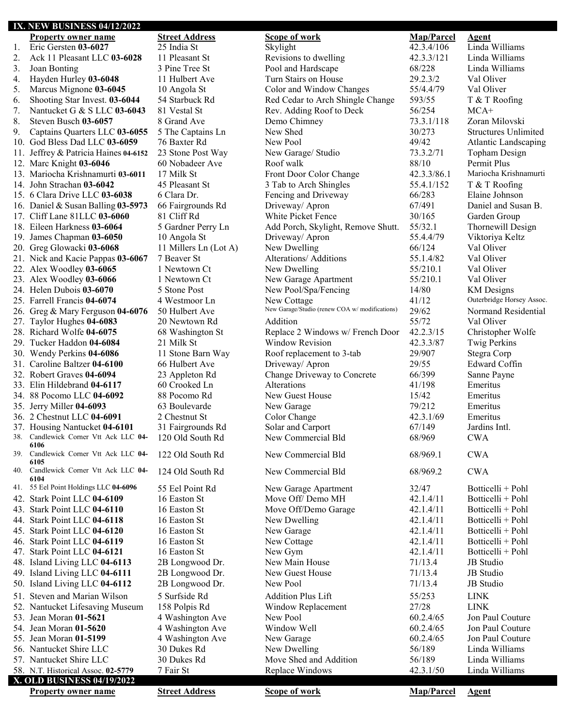## IX. NEW BUSINESS 04/12/2022

| | Property owner name | Street Address | Scope of work | Map/Parcel | Agent |
|---|---|---|---|---|---|
| 1. | Eric Gersten **03-6027** | 25 India St | Skylight | 42.3.4/106 | Linda Williams |
| 2. | Ack 11 Pleasant LLC **03-6028** | 11 Pleasant St | Revisions to dwelling | 42.3.3/121 | Linda Williams |
| 3. | Joan Bonting | 3 Pine Tree St | Pool and Hardscape | 68/228 | Linda Williams |
| 4. | Hayden Hurley **03-6048** | 11 Hulbert Ave | Turn Stairs on House | 29.2.3/2 | Val Oliver |
| 5. | Marcus Mignone **03-6045** | 10 Angola St | Color and Window Changes | 55/4.4/79 | Val Oliver |
| 6. | Shooting Star Invest. **03-6044** | 54 Starbuck Rd | Red Cedar to Arch Shingle Change | 593/55 | T & T Roofing |
| 7. | Nantucket G & S LLC **03-6043** | 81 Vestal St | Rev. Adding Roof to Deck | 56/254 | MCA+ |
| 8. | Steven Busch **03-6057** | 8 Grand Ave | Demo Chimney | 73.3.1/118 | Zoran Milovski |
| 9. | Captains Quarters LLC **03-6055** | 5 The Captains Ln | New Shed | 30/273 | Structures Unlimited |
| 10. | God Bless Dad LLC **03-6059** | 76 Baxter Rd | New Pool | 49/42 | Atlantic Landscaping |
| 11. | Jeffrey & Patricia Haines **04-6152** | 23 Stone Post Way | New Garage/ Studio | 73.3.2/71 | Topham Design |
| 12. | Marc Knight **03-6046** | 60 Nobadeer Ave | Roof walk | 88/10 | Permit Plus |
| 13. | Mariocha Krishnamurti **03-6011** | 17 Milk St | Front Door Color Change | 42.3.3/86.1 | Mariocha Krishnamurti |
| 14. | John Strachan **03-6042** | 45 Pleasant St | 3 Tab to Arch Shingles | 55.4.1/152 | T & T Roofing |
| 15. | 6 Clara Drive LLC **03-6038** | 6 Clara Dr. | Fencing and Driveway | 66/283 | Elaine Johnson |
| 16. | Daniel & Susan Balling **03-5973** | 66 Fairgrounds Rd | Driveway/ Apron | 67/491 | Daniel and Susan B. |
| 17. | Cliff Lane 81LLC **03-6060** | 81 Cliff Rd | White Picket Fence | 30/165 | Garden Group |
| 18. | Eileen Harkness **03-6064** | 5 Gardner Perry Ln | Add Porch, Skylight, Remove Shutt. | 55/32.1 | Thornewill Design |
| 19. | James Chapman **03-6050** | 10 Angola St | Driveway/ Apron | 55.4.4/79 | Viktoriya Keltz |
| 20. | Greg Glowacki **03-6068** | 11 Millers Ln (Lot A) | New Dwelling | 66/124 | Val Oliver |
| 21. | Nick and Kacie Pappas **03-6067** | 7 Beaver St | Alterations/ Additions | 55.1.4/82 | Val Oliver |
| 22. | Alex Woodley **03-6065** | 1 Newtown Ct | New Dwelling | 55/210.1 | Val Oliver |
| 23. | Alex Woodley **03-6066** | 1 Newtown Ct | New Garage Apartment | 55/210.1 | Val Oliver |
| 24. | Helen Dubois **03-6070** | 5 Stone Post | New Pool/Spa/Fencing | 14/80 | KM Designs |
| 25. | Farrell Francis **04-6074** | 4 Westmoor Ln | New Cottage | 41/12 | Outerbridge Horsey Assoc. |
| 26. | Greg & Mary Ferguson **04-6076** | 50 Hulbert Ave | New Garage/Studio (renew COA w/ modifications) | 29/62 | Normand Residential |
| 27. | Taylor Hughes **04-6083** | 20 Newtown Rd | Addition | 55/72 | Val Oliver |
| 28. | Richard Wolfe **04-6075** | 68 Washington St | Replace 2 Windows w/ French Door | 42.2.3/15 | Christopher Wolfe |
| 29. | Tucker Haddon **04-6084** | 21 Milk St | Window Revision | 42.3.3/87 | Twig Perkins |
| 30. | Wendy Perkins **04-6086** | 11 Stone Barn Way | Roof replacement to 3-tab | 29/907 | Stegra Corp |
| 31. | Caroline Baltzer **04-6100** | 66 Hulbert Ave | Driveway/ Apron | 29/55 | Edward Coffin |
| 32. | Robert Graves **04-6094** | 23 Appleton Rd | Change Driveway to Concrete | 66/399 | Sanne Payne |
| 33. | Elin Hildebrand **04-6117** | 60 Crooked Ln | Alterations | 41/198 | Emeritus |
| 34. | 88 Pocomo LLC **04-6092** | 88 Pocomo Rd | New Guest House | 15/42 | Emeritus |
| 35. | Jerry Miller **04-6093** | 63 Boulevarde | New Garage | 79/212 | Emeritus |
| 36. | 2 Chestnut LLC **04-6091** | 2 Chestnut St | Color Change | 42.3.1/69 | Emeritus |
| 37. | Housing Nantucket **04-6101** | 31 Fairgrounds Rd | Solar and Carport | 67/149 | Jardins Intl. |
| 38. | Candlewick Corner Vtt Ack LLC **04-6106** | 120 Old South Rd | New Commercial Bld | 68/969 | CWA |
| 39. | Candlewick Corner Vtt Ack LLC **04-6105** | 122 Old South Rd | New Commercial Bld | 68/969.1 | CWA |
| 40. | Candlewick Corner Vtt Ack LLC **04-6104** | 124 Old South Rd | New Commercial Bld | 68/969.2 | CWA |
| 41. | 55 Eel Point Holdings LLC **04-6096** | 55 Eel Point Rd | New Garage Apartment | 32/47 | Botticelli + Pohl |
| 42. | Stark Point LLC **04-6109** | 16 Easton St | Move Off/ Demo MH | 42.1.4/11 | Botticelli + Pohl |
| 43. | Stark Point LLC **04-6110** | 16 Easton St | Move Off/Demo Garage | 42.1.4/11 | Botticelli + Pohl |
| 44. | Stark Point LLC **04-6118** | 16 Easton St | New Dwelling | 42.1.4/11 | Botticelli + Pohl |
| 45. | Stark Point LLC **04-6120** | 16 Easton St | New Garage | 42.1.4/11 | Botticelli + Pohl |
| 46. | Stark Point LLC **04-6119** | 16 Easton St | New Cottage | 42.1.4/11 | Botticelli + Pohl |
| 47. | Stark Point LLC **04-6121** | 16 Easton St | New Gym | 42.1.4/11 | Botticelli + Pohl |
| 48. | Island Living LLC **04-6113** | 2B Longwood Dr. | New Main House | 71/13.4 | JB Studio |
| 49. | Island Living LLC **04-6111** | 2B Longwood Dr. | New Guest House | 71/13.4 | JB Studio |
| 50. | Island Living LLC **04-6112** | 2B Longwood Dr. | New Pool | 71/13.4 | JB Studio |
| 51. | Steven and Marian Wilson | 5 Surfside Rd | Addition Plus Lift | 55/253 | LINK |
| 52. | Nantucket Lifesaving Museum | 158 Polpis Rd | Window Replacement | 27/28 | LINK |
| 53. | Jean Moran **01-5621** | 4 Washington Ave | New Pool | 60.2.4/65 | Jon Paul Couture |
| 54. | Jean Moran **01-5620** | 4 Washington Ave | Window Well | 60.2.4/65 | Jon Paul Couture |
| 55. | Jean Moran **01-5199** | 4 Washington Ave | New Garage | 60.2.4/65 | Jon Paul Couture |
| 56. | Nantucket Shire LLC | 30 Dukes Rd | New Dwelling | 56/189 | Linda Williams |
| 57. | Nantucket Shire LLC | 30 Dukes Rd | Move Shed and Addition | 56/189 | Linda Williams |
| 58. | N.T. Historical Assoc. **02-5779** | 7 Fair St | Replace Windows | 42.3.1/50 | Linda Williams |

## X. OLD BUSINESS 04/19/2022

| Property owner name | Street Address | Scope of work | Map/Parcel | Agent |
|---|---|---|---|---|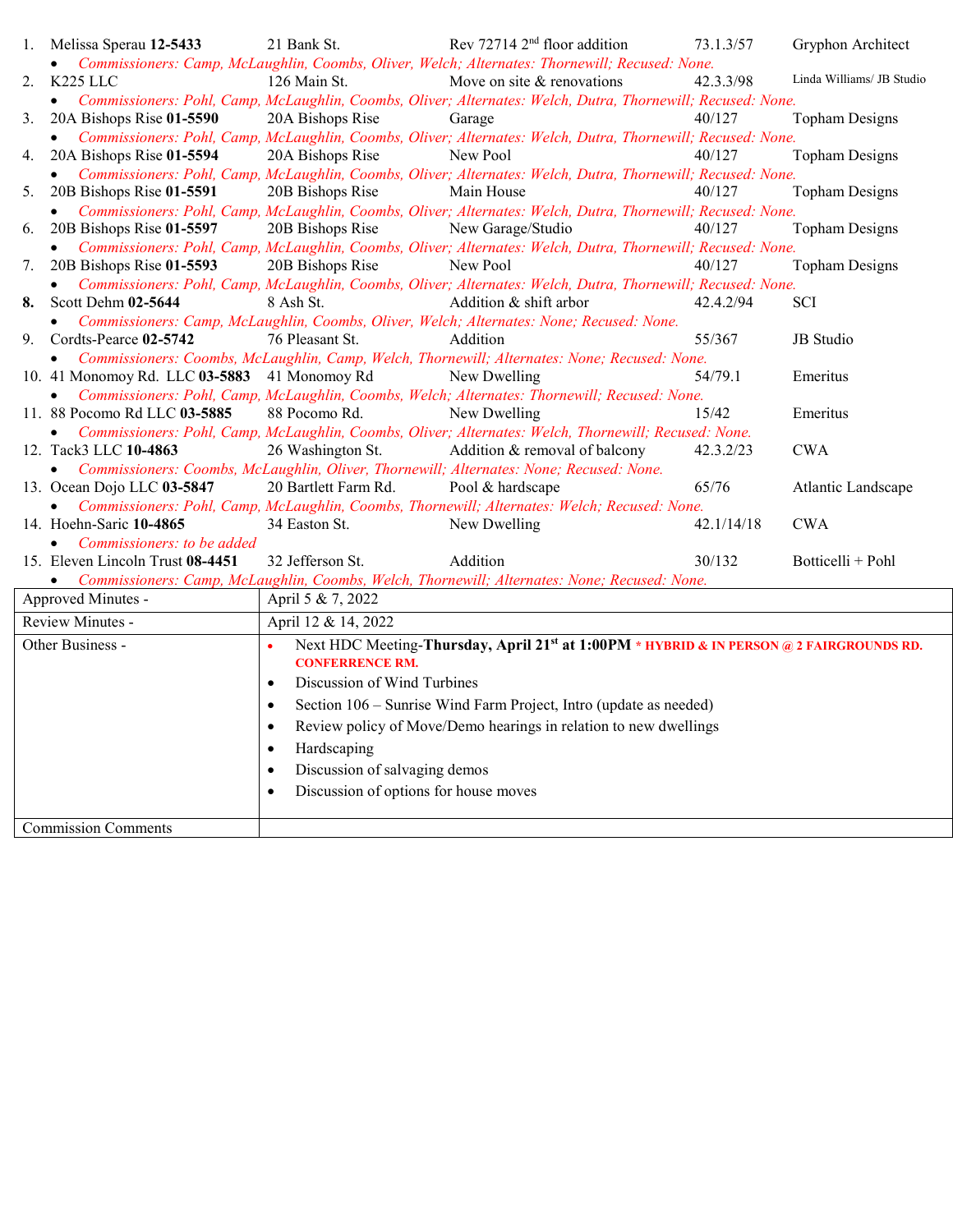1. Melissa Sperau **12-5433** 21 Bank St. Rev 72714 2nd floor addition 73.1.3/57 Gryphon Architect
   - *Commissioners: Camp, McLaughlin, Coombs, Oliver, Welch; Alternates: Thornewill; Recused: None.*
2. K225 LLC 126 Main St. Move on site & renovations 42.3.3/98 Linda Williams/ JB Studio
   - *Commissioners: Pohl, Camp, McLaughlin, Coombs, Oliver; Alternates: Welch, Dutra, Thornewill; Recused: None.*
3. 20A Bishops Rise **01-5590** 20A Bishops Rise Garage 40/127 Topham Designs
   - *Commissioners: Pohl, Camp, McLaughlin, Coombs, Oliver; Alternates: Welch, Dutra, Thornewill; Recused: None.*
4. 20A Bishops Rise **01-5594** 20A Bishops Rise New Pool 40/127 Topham Designs
   - *Commissioners: Pohl, Camp, McLaughlin, Coombs, Oliver; Alternates: Welch, Dutra, Thornewill; Recused: None.*
5. 20B Bishops Rise **01-5591** 20B Bishops Rise Main House 40/127 Topham Designs
   - *Commissioners: Pohl, Camp, McLaughlin, Coombs, Oliver; Alternates: Welch, Dutra, Thornewill; Recused: None.*
6. 20B Bishops Rise **01-5597** 20B Bishops Rise New Garage/Studio 40/127 Topham Designs
   - *Commissioners: Pohl, Camp, McLaughlin, Coombs, Oliver; Alternates: Welch, Dutra, Thornewill; Recused: None.*
7. 20B Bishops Rise **01-5593** 20B Bishops Rise New Pool 40/127 Topham Designs
   - *Commissioners: Pohl, Camp, McLaughlin, Coombs, Oliver; Alternates: Welch, Dutra, Thornewill; Recused: None.*
8. Scott Dehm **02-5644** 8 Ash St. Addition & shift arbor 42.4.2/94 SCI
   - *Commissioners: Camp, McLaughlin, Coombs, Oliver, Welch; Alternates: None; Recused: None.*
9. Cordts-Pearce **02-5742** 76 Pleasant St. Addition 55/367 JB Studio
   - *Commissioners: Coombs, McLaughlin, Camp, Welch, Thornewill; Alternates: None; Recused: None.*
10. 41 Monomoy Rd. LLC **03-5883** 41 Monomoy Rd New Dwelling 54/79.1 Emeritus
    - *Commissioners: Pohl, Camp, McLaughlin, Coombs, Welch; Alternates: Thornewill; Recused: None.*
11. 88 Pocomo Rd LLC **03-5885** 88 Pocomo Rd. New Dwelling 15/42 Emeritus
    - *Commissioners: Pohl, Camp, McLaughlin, Coombs, Oliver; Alternates: Welch, Thornewill; Recused: None.*
12. Tack3 LLC **10-4863** 26 Washington St. Addition & removal of balcony 42.3.2/23 CWA
    - *Commissioners: Coombs, McLaughlin, Oliver, Thornewill; Alternates: None; Recused: None.*
13. Ocean Dojo LLC **03-5847** 20 Bartlett Farm Rd. Pool & hardscape 65/76 Atlantic Landscape
    - *Commissioners: Pohl, Camp, McLaughlin, Coombs, Thornewill; Alternates: Welch; Recused: None.*
14. Hoehn-Saric **10-4865** 34 Easton St. New Dwelling 42.1/14/18 CWA
    - *Commissioners: to be added*
15. Eleven Lincoln Trust **08-4451** 32 Jefferson St. Addition 30/132 Botticelli + Pohl
    - *Commissioners: Camp, McLaughlin, Coombs, Welch, Thornewill; Alternates: None; Recused: None.*

| | |
|---|---|
| Approved Minutes - | April 5 & 7, 2022 |
| Review Minutes - | April 12 & 14, 2022 |
| Other Business - | • Next HDC Meeting-**Thursday, April 21st at 1:00PM** **\* HYBRID & IN PERSON @ 2 FAIRGROUNDS RD. CONFERENCE RM.**<br>• Discussion of Wind Turbines<br>• Section 106 – Sunrise Wind Farm Project, Intro (update as needed)<br>• Review policy of Move/Demo hearings in relation to new dwellings<br>• Hardscaping<br>• Discussion of salvaging demos<br>• Discussion of options for house moves |
| Commission Comments | |